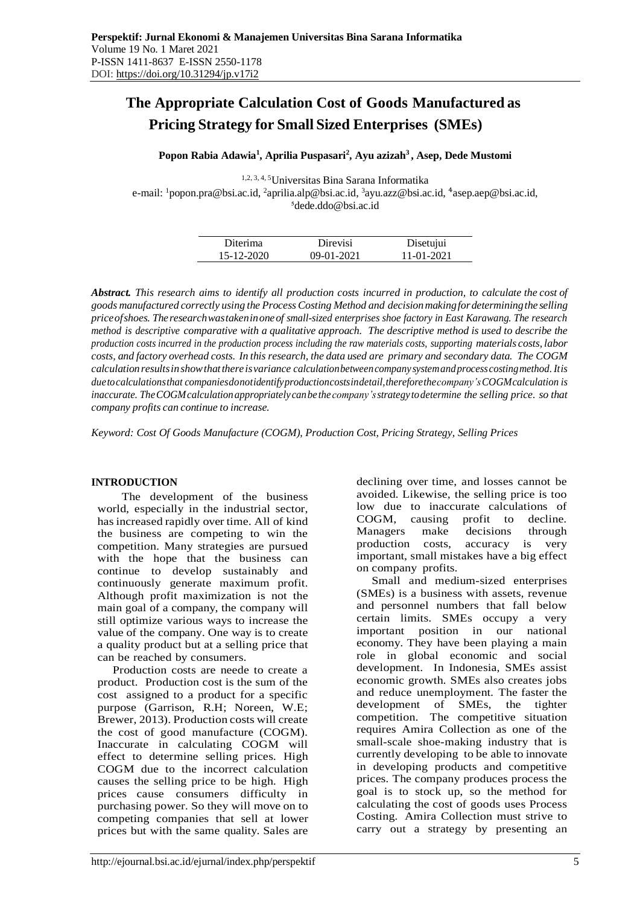# The Appropriate Calculation Cost of Goods Manufactured as Pricing Strategy for Small Sized Enterprises (SMEs)

**Popon Rabia Adawia[1], Aprilia Puspasari[2], Ayu azizah[3] , Asep, Dede Mustomi**

[1,2,3,4,5]Universitas Bina Sarana Informatika
e-mail: [1]popon.pra@bsi.ac.id, [2]aprilia.alp@bsi.ac.id, [3]ayu.azz@bsi.ac.id, [4]asep.aep@bsi.ac.id, [5]dede.ddo@bsi.ac.id

| Diterima | Direvisi | Disetujui |
|---|---|---|
| 15-12-2020 | 09-01-2021 | 11-01-2021 |

***Abstract.*** *This research aims to identify all production costs incurred in production, to calculate the cost of goods manufactured correctly using the Process Costing Method and decision making for determining the selling price of shoes. The research was taken in one of small-sized enterprises shoe factory in East Karawang. The research method is descriptive comparative with a qualitative approach. The descriptive method is used to describe the production costs incurred in the production process including the raw materials costs, supporting materials costs, labor costs, and factory overhead costs. In this research, the data used are primary and secondary data. The COGM calculation results in show that there is variance calculation between company system and process costing method. It is due to calculations that companies do not identify production costs in detail, therefore the company's COGM calculation is inaccurate. The COGM calculation appropriately can be the company's strategy to determine the selling price. so that company profits can continue to increase.*

*Keyword: Cost Of Goods Manufacture (COGM), Production Cost, Pricing Strategy, Selling Prices*

## INTRODUCTION

The development of the business world, especially in the industrial sector, has increased rapidly over time. All of kind the business are competing to win the competition. Many strategies are pursued with the hope that the business can continue to develop sustainably and continuously generate maximum profit. Although profit maximization is not the main goal of a company, the company will still optimize various ways to increase the value of the company. One way is to create a quality product but at a selling price that can be reached by consumers.

Production costs are neede to create a product. Production cost is the sum of the cost assigned to a product for a specific purpose (Garrison, R.H; Noreen, W.E; Brewer, 2013). Production costs will create the cost of good manufacture (COGM). Inaccurate in calculating COGM will effect to determine selling prices. High COGM due to the incorrect calculation causes the selling price to be high. High prices cause consumers difficulty in purchasing power. So they will move on to competing companies that sell at lower prices but with the same quality. Sales are declining over time, and losses cannot be avoided. Likewise, the selling price is too low due to inaccurate calculations of COGM, causing profit to decline. Managers make decisions through production costs, accuracy is very important, small mistakes have a big effect on company profits.

Small and medium-sized enterprises (SMEs) is a business with assets, revenue and personnel numbers that fall below certain limits. SMEs occupy a very important position in our national economy. They have been playing a main role in global economic and social development. In Indonesia, SMEs assist economic growth. SMEs also creates jobs and reduce unemployment. The faster the development of SMEs, the tighter competition. The competitive situation requires Amira Collection as one of the small-scale shoe-making industry that is currently developing to be able to innovate in developing products and competitive prices. The company produces process the goal is to stock up, so the method for calculating the cost of goods uses Process Costing. Amira Collection must strive to carry out a strategy by presenting an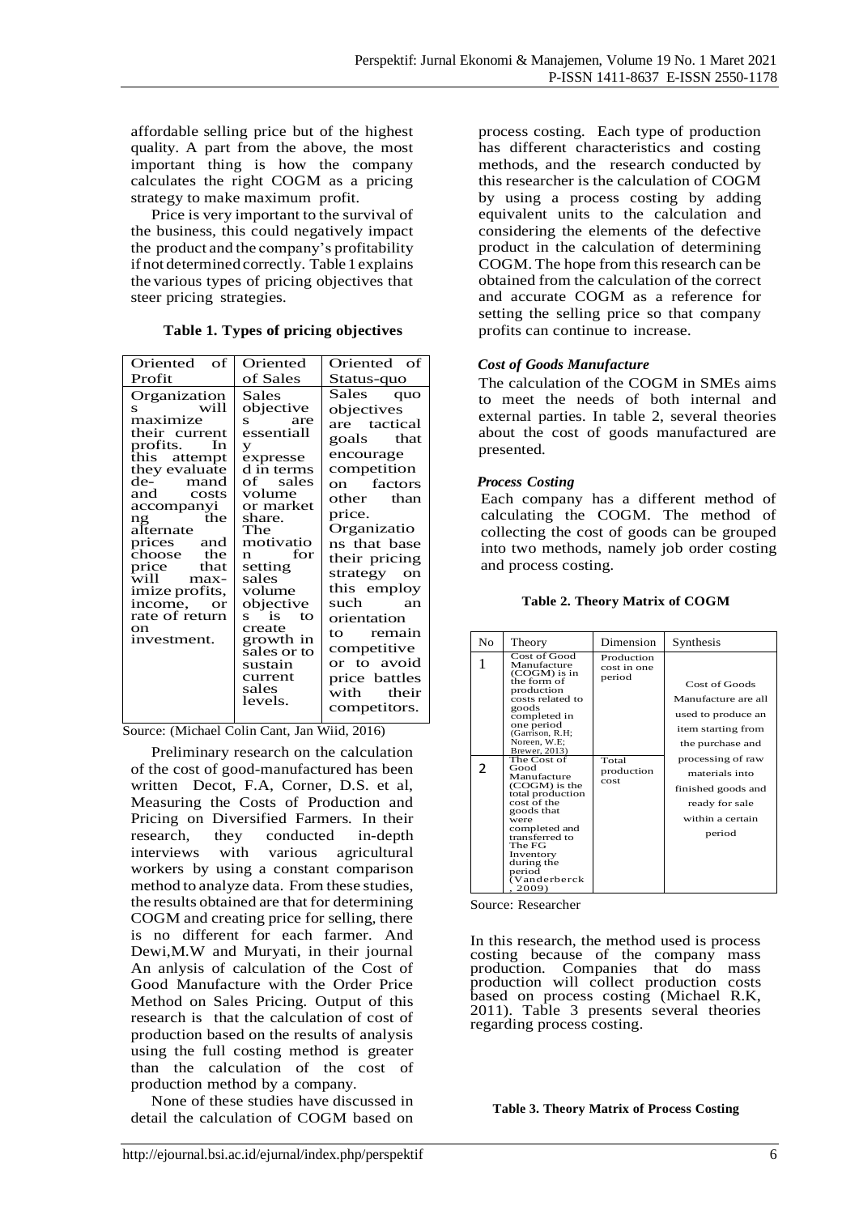affordable selling price but of the highest quality. A part from the above, the most important thing is how the company calculates the right COGM as a pricing strategy to make maximum profit.

Price is very important to the survival of the business, this could negatively impact the product and the company's profitability if not determined correctly. Table 1 explains the various types of pricing objectives that steer pricing strategies.

**Table 1. Types of pricing objectives**

| Oriented of Profit | Oriented of Sales | Oriented of Status-quo |
|---|---|---|
| Organizations will maximize their current profits. In this attempt they evaluate de-mand and costs accompanying the alternate prices and choose the price that will max-imize profits, income, or rate of return on investment. | Sales objectives are essentially express d in terms of sales volume or market share. The motivation for setting sales volume objectives is to create growth in sales or to sustain current sales levels. | Sales quo objectives are tactical goals that encourage competition on factors other than price. Organizations that base their pricing strategy on this employ such an orientation to remain competitive or to avoid price battles with their competitors. |

Source: (Michael Colin Cant, Jan Wiid, 2016)

Preliminary research on the calculation of the cost of good-manufactured has been written Decot, F.A, Corner, D.S. et al, Measuring the Costs of Production and Pricing on Diversified Farmers. In their research, they conducted in-depth interviews with various agricultural workers by using a constant comparison method to analyze data. From these studies, the results obtained are that for determining COGM and creating price for selling, there is no different for each farmer. And Dewi,M.W and Muryati, in their journal An anlysis of calculation of the Cost of Good Manufacture with the Order Price Method on Sales Pricing. Output of this research is that the calculation of cost of production based on the results of analysis using the full costing method is greater than the calculation of the cost of production method by a company.

None of these studies have discussed in detail the calculation of COGM based on process costing. Each type of production has different characteristics and costing methods, and the research conducted by this researcher is the calculation of COGM by using a process costing by adding equivalent units to the calculation and considering the elements of the defective product in the calculation of determining COGM. The hope from this research can be obtained from the calculation of the correct and accurate COGM as a reference for setting the selling price so that company profits can continue to increase.

### *Cost of Goods Manufacture*

The calculation of the COGM in SMEs aims to meet the needs of both internal and external parties. In table 2, several theories about the cost of goods manufactured are presented.

### *Process Costing*

Each company has a different method of calculating the COGM. The method of collecting the cost of goods can be grouped into two methods, namely job order costing and process costing.

**Table 2. Theory Matrix of COGM**

| No | Theory | Dimension | Synthesis |
|---|---|---|---|
| 1 | Cost of Good Manufacture (COGM) is in the form of production costs related to goods completed in one period (Garrison, R.H; Noreen, W.E; Brewer, 2013) | Production cost in one period | Cost of Goods Manufacture are all used to produce an item starting from the purchase and processing of raw materials into finished goods and ready for sale within a certain period |
| 2 | The Cost of Good Manufacture (COGM) is the total production cost of the goods that were completed and transferred to The FG Inventory during the period (Vanderbeck, 2009) | Total production cost | |

Source: Researcher

In this research, the method used is process costing because of the company mass production. Companies that do mass production will collect production costs based on process costing (Michael R.K, 2011). Table 3 presents several theories regarding process costing.

**Table 3. Theory Matrix of Process Costing**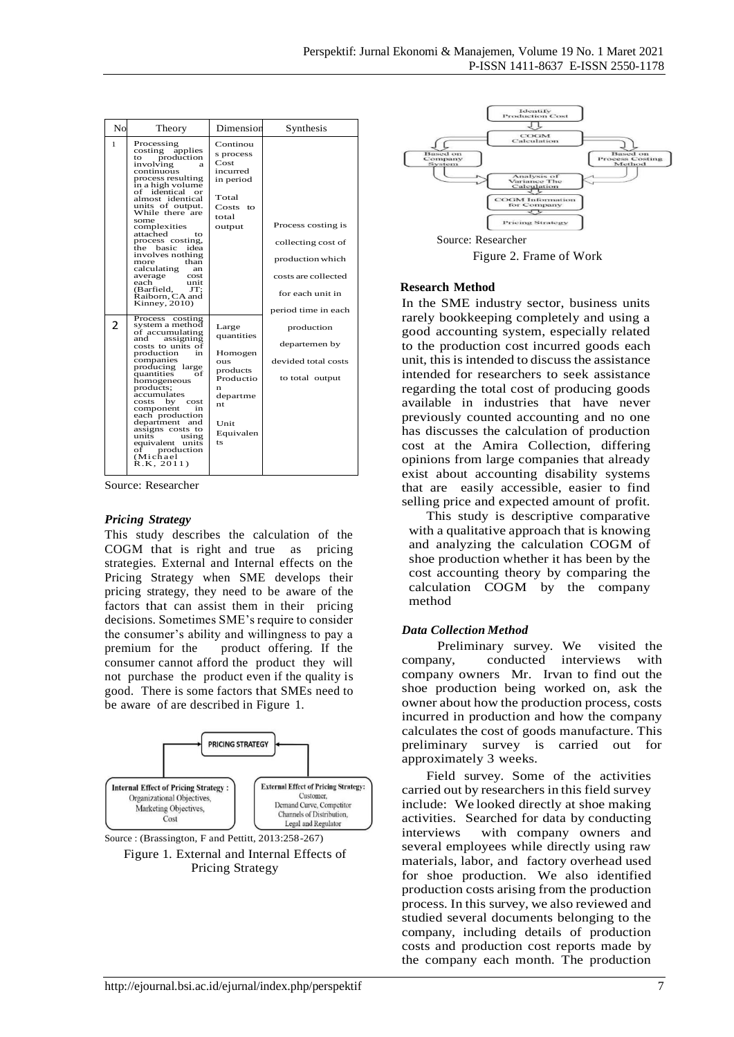| No | Theory | Dimension | Synthesis |
|---|---|---|---|
| 1 | Processing costing applies to production involving a continuous process resulting in a high volume of identical or almost identical units of output. While there are some complexities attached to process costing, the basic idea involves nothing more than calculating an average cost each unit (Barfield, JT; Raiborn, CA and Kinney, 2010) | Continous process Cost incurred in period<br><br>Total Costs to total output | Process costing is collecting cost of production which costs are collected for each unit in period time in each production departemen by devided total costs to total output |
| 2 | Process costing system a method of accumulating and assigning costs to units of production in companies producing large quantities of homogeneous products; accumulates costs by cost component in each production department and assigns costs to units using equivalent units of production (Michael R.K, 2011) | Large quantities<br><br>Homogenous products Production departmement<br><br>Unit Equivalents | |

Source: Researcher

### *Pricing Strategy*

This study describes the calculation of the COGM that is right and true as pricing strategies. External and Internal effects on the Pricing Strategy when SME develops their pricing strategy, they need to be aware of the factors that can assist them in their pricing decisions. Sometimes SME's require to consider the consumer's ability and willingness to pay a premium for the product offering. If the consumer cannot afford the product they will not purchase the product even if the quality is good. There is some factors that SMEs need to be aware of are described in Figure 1.

Source : (Brassington, F and Pettitt, 2013:258-267)

Figure 1. External and Internal Effects of Pricing Strategy

Source: Researcher

Figure 2. Frame of Work

### Research Method

In the SME industry sector, business units rarely bookkeeping completely and using a good accounting system, especially related to the production cost incurred goods each unit, this is intended to discuss the assistance intended for researchers to seek assistance regarding the total cost of producing goods available in industries that have never previously counted accounting and no one has discusses the calculation of production cost at the Amira Collection, differing opinions from large companies that already exist about accounting disability systems that are easily accessible, easier to find selling price and expected amount of profit.

This study is descriptive comparative with a qualitative approach that is knowing and analyzing the calculation COGM of shoe production whether it has been by the cost accounting theory by comparing the calculation COGM by the company method

### *Data Collection Method*

Preliminary survey. We visited the company, conducted interviews with company owners Mr. Irvan to find out the shoe production being worked on, ask the owner about how the production process, costs incurred in production and how the company calculates the cost of goods manufacture. This preliminary survey is carried out for approximately 3 weeks.

Field survey. Some of the activities carried out by researchers in this field survey include: We looked directly at shoe making activities. Searched for data by conducting interviews with company owners and several employees while directly using raw materials, labor, and factory overhead used for shoe production. We also identified production costs arising from the production process. In this survey, we also reviewed and studied several documents belonging to the company, including details of production costs and production cost reports made by the company each month. The production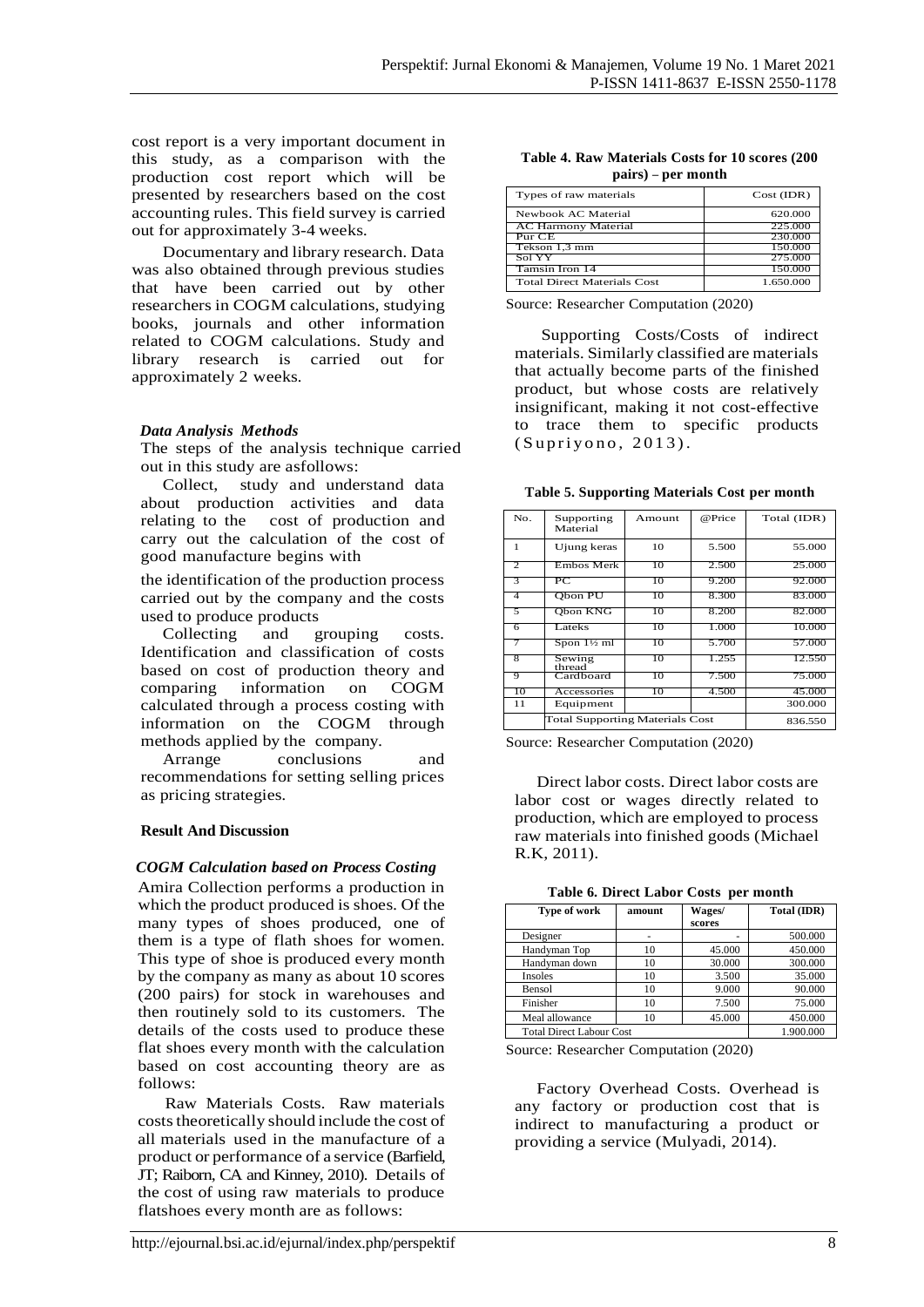cost report is a very important document in this study, as a comparison with the production cost report which will be presented by researchers based on the cost accounting rules. This field survey is carried out for approximately 3-4 weeks.

Documentary and library research. Data was also obtained through previous studies that have been carried out by other researchers in COGM calculations, studying books, journals and other information related to COGM calculations. Study and library research is carried out for approximately 2 weeks.

### *Data Analysis Methods*

The steps of the analysis technique carried out in this study are asfollows:

Collect, study and understand data about production activities and data relating to the cost of production and carry out the calculation of the cost of good manufacture begins with

the identification of the production process carried out by the company and the costs used to produce products

Collecting and grouping costs. Identification and classification of costs based on cost of production theory and comparing information on COGM calculated through a process costing with information on the COGM through methods applied by the company.

Arrange conclusions and recommendations for setting selling prices as pricing strategies.

## Result And Discussion

### *COGM Calculation based on Process Costing*

Amira Collection performs a production in which the product produced is shoes. Of the many types of shoes produced, one of them is a type of flath shoes for women. This type of shoe is produced every month by the company as many as about 10 scores (200 pairs) for stock in warehouses and then routinely sold to its customers. The details of the costs used to produce these flat shoes every month with the calculation based on cost accounting theory are as follows:

Raw Materials Costs. Raw materials costs theoretically should include the cost of all materials used in the manufacture of a product or performance of a service (Barfield, JT; Raiborn, CA and Kinney, 2010). Details of the cost of using raw materials to produce flatshoes every month are as follows:

**Table 4. Raw Materials Costs for 10 scores (200 pairs) – per month**

| Types of raw materials | Cost (IDR) |
|---|---|
| Newbook AC Material | 620.000 |
| AC Harmony Material | 225.000 |
| Pur CE | 230.000 |
| Tekson 1,3 mm | 150.000 |
| Sol YY | 275.000 |
| Tamsin Iron 14 | 150.000 |
| Total Direct Materials Cost | 1.650.000 |

Source: Researcher Computation (2020)

Supporting Costs/Costs of indirect materials. Similarly classified are materials that actually become parts of the finished product, but whose costs are relatively insignificant, making it not cost-effective to trace them to specific products (Supriyono, 2013).

**Table 5. Supporting Materials Cost per month**

| No. | Supporting Material | Amount | @Price | Total (IDR) |
|---|---|---|---|---|
| 1 | Ujung keras | 10 | 5.500 | 55.000 |
| 2 | Embos Merk | 10 | 2.500 | 25.000 |
| 3 | PC | 10 | 9.200 | 92.000 |
| 4 | Qbon PU | 10 | 8.300 | 83.000 |
| 5 | Qbon KNG | 10 | 8.200 | 82.000 |
| 6 | Lateks | 10 | 1.000 | 10.000 |
| 7 | Spon 1½ ml | 10 | 5.700 | 57.000 |
| 8 | Sewing thread | 10 | 1.255 | 12.550 |
| 9 | Cardboard | 10 | 7.500 | 75.000 |
| 10 | Accessories | 10 | 4.500 | 45.000 |
| 11 | Equipment | | | 300.000 |
| | Total Supporting Materials Cost | | | 836.550 |

Source: Researcher Computation (2020)

Direct labor costs. Direct labor costs are labor cost or wages directly related to production, which are employed to process raw materials into finished goods (Michael R.K, 2011).

**Table 6. Direct Labor Costs per month**

| Type of work | amount | Wages/ scores | Total (IDR) |
|---|---|---|---|
| Designer | - | - | 500.000 |
| Handyman Top | 10 | 45.000 | 450.000 |
| Handyman down | 10 | 30.000 | 300.000 |
| Insoles | 10 | 3.500 | 35.000 |
| Bensol | 10 | 9.000 | 90.000 |
| Finisher | 10 | 7.500 | 75.000 |
| Meal allowance | 10 | 45.000 | 450.000 |
| Total Direct Labour Cost | | | 1.900.000 |

Source: Researcher Computation (2020)

Factory Overhead Costs. Overhead is any factory or production cost that is indirect to manufacturing a product or providing a service (Mulyadi, 2014).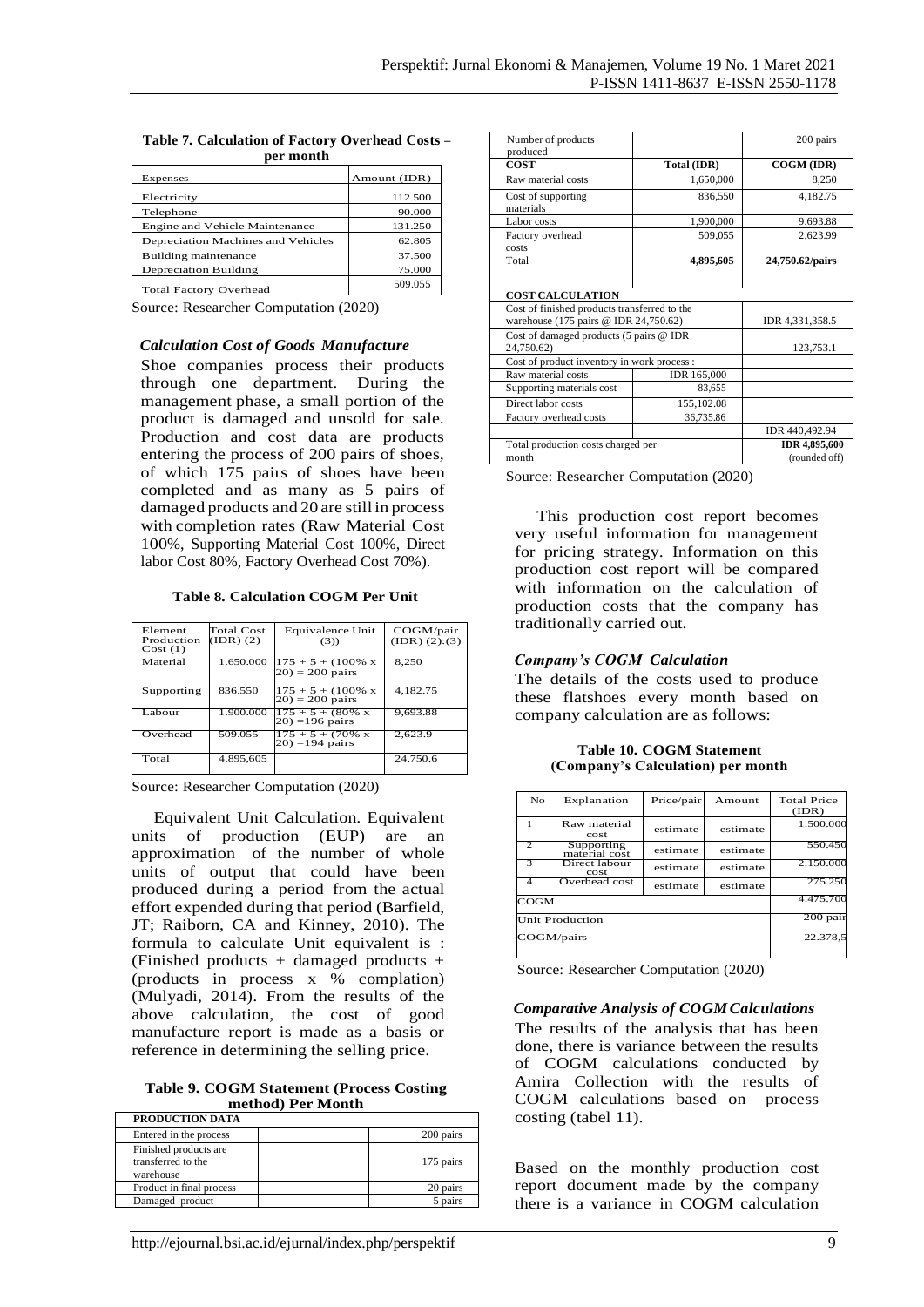**Table 7. Calculation of Factory Overhead Costs – per month**

| Expenses | Amount (IDR) |
|---|---|
| Electricity | 112.500 |
| Telephone | 90.000 |
| Engine and Vehicle Maintenance | 131.250 |
| Depreciation Machines and Vehicles | 62.805 |
| Building maintenance | 37.500 |
| Depreciation Building | 75.000 |
| Total Factory Overhead | 509.055 |

Source: Researcher Computation (2020)

### *Calculation Cost of Goods Manufacture*

Shoe companies process their products through one department. During the management phase, a small portion of the product is damaged and unsold for sale. Production and cost data are products entering the process of 200 pairs of shoes, of which 175 pairs of shoes have been completed and as many as 5 pairs of damaged products and 20 are still in process with completion rates (Raw Material Cost 100%, Supporting Material Cost 100%, Direct labor Cost 80%, Factory Overhead Cost 70%).

**Table 8. Calculation COGM Per Unit**

| Element Production Cost (1) | Total Cost (IDR) (2) | Equivalence Unit (3)) | COGM/pair (IDR) (2):(3) |
|---|---|---|---|
| Material | 1.650.000 | 175 + 5 + (100% x 20) = 200 pairs | 8,250 |
| Supporting | 836.550 | 175 + 5 + (100% x 20) = 200 pairs | 4,182.75 |
| Labour | 1.900.000 | 175 + 5 + (80% x 20) =196 pairs | 9,693.88 |
| Overhead | 509.055 | 175 + 5 + (70% x 20) =194 pairs | 2,623.9 |
| Total | 4,895,605 | | 24,750.6 |

Source: Researcher Computation (2020)

Equivalent Unit Calculation. Equivalent units of production (EUP) are an approximation of the number of whole units of output that could have been produced during a period from the actual effort expended during that period (Barfield, JT; Raiborn, CA and Kinney, 2010). The formula to calculate Unit equivalent is : (Finished products + damaged products + (products in process x % complation) (Mulyadi, 2014). From the results of the above calculation, the cost of good manufacture report is made as a basis or reference in determining the selling price.

**Table 9. COGM Statement (Process Costing method) Per Month**

| PRODUCTION DATA | | |
|---|---|---|
| Entered in the process | | 200 pairs |
| Finished products are transferred to the warehouse | | 175 pairs |
| Product in final process | | 20 pairs |
| Damaged product | | 5 pairs |
| Number of products produced | | 200 pairs |
| **COST** | **Total (IDR)** | **COGM (IDR)** |
| Raw material costs | 1,650,000 | 8,250 |
| Cost of supporting materials | 836,550 | 4,182.75 |
| Labor costs | 1,900,000 | 9.693.88 |
| Factory overhead costs | 509,055 | 2,623.99 |
| Total | **4,895,605** | **24,750.62/pairs** |
| **COST CALCULATION** | | |
| Cost of finished products transferred to the warehouse (175 pairs @ IDR 24,750.62) | | IDR 4,331,358.5 |
| Cost of damaged products (5 pairs @ IDR 24,750.62) | | 123,753.1 |
| Cost of product inventory in work process : | | |
| Raw material costs | IDR 165,000 | |
| Supporting materials cost | 83,655 | |
| Direct labor costs | 155,102.08 | |
| Factory overhead costs | 36,735.86 | |
| | | IDR 440,492.94 |
| Total production costs charged per month | | **IDR 4,895,600** (rounded off) |

Source: Researcher Computation (2020)

This production cost report becomes very useful information for management for pricing strategy. Information on this production cost report will be compared with information on the calculation of production costs that the company has traditionally carried out.

### *Company's COGM Calculation*

The details of the costs used to produce these flatshoes every month based on company calculation are as follows:

**Table 10. COGM Statement (Company's Calculation) per month**

| No | Explanation | Price/pair | Amount | Total Price (IDR) |
|---|---|---|---|---|
| 1 | Raw material cost | estimate | estimate | 1.500.000 |
| 2 | Supporting material cost | estimate | estimate | 550.450 |
| 3 | Direct labour cost | estimate | estimate | 2.150.000 |
| 4 | Overhead cost | estimate | estimate | 275.250 |
| COGM | | | | 4.475.700 |
| Unit Production | | | | 200 pair |
| COGM/pairs | | | | 22.378,5 |

Source: Researcher Computation (2020)

### *Comparative Analysis of COGM Calculations*

The results of the analysis that has been done, there is variance between the results of COGM calculations conducted by Amira Collection with the results of COGM calculations based on process costing (tabel 11).

Based on the monthly production cost report document made by the company there is a variance in COGM calculation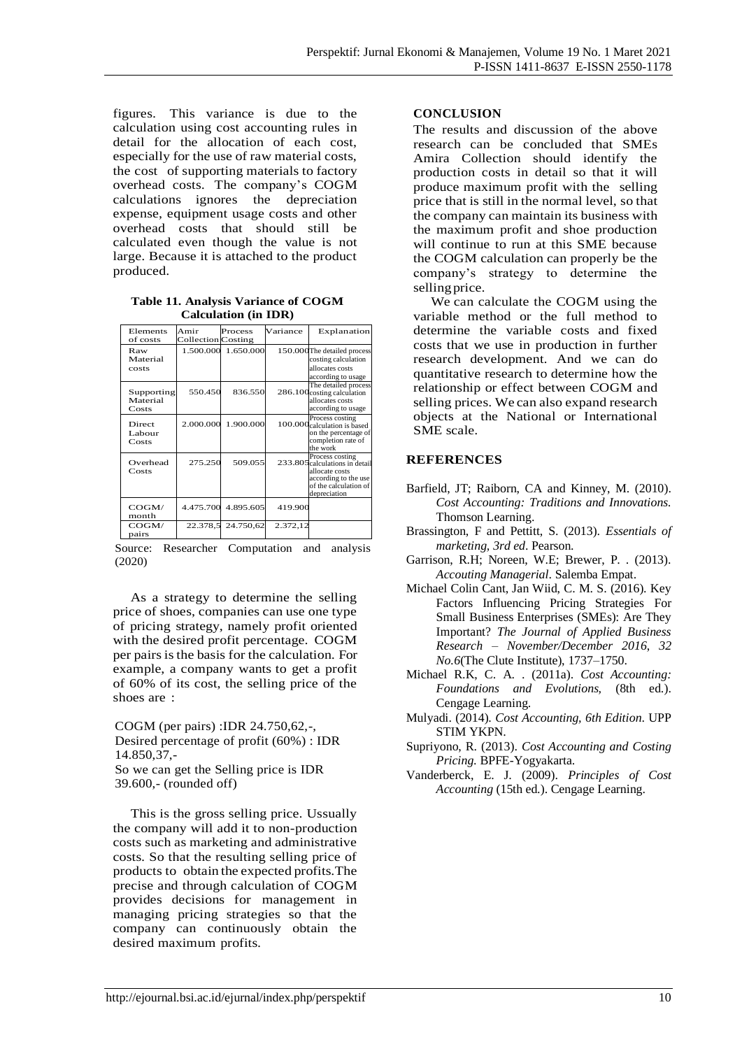figures. This variance is due to the calculation using cost accounting rules in detail for the allocation of each cost, especially for the use of raw material costs, the cost of supporting materials to factory overhead costs. The company's COGM calculations ignores the depreciation expense, equipment usage costs and other overhead costs that should still be calculated even though the value is not large. Because it is attached to the product produced.

**Table 11. Analysis Variance of COGM Calculation (in IDR)**

| Elements of costs | Amir Collection | Process Costing | Variance | Explanation |
|---|---|---|---|---|
| Raw Material costs | 1.500.000 | 1.650.000 | 150.000 | The detailed process costing calculation allocates costs according to usage |
| Supporting Material Costs | 550.450 | 836.550 | 286.100 | The detailed process costing calculation allocates costs according to usage |
| Direct Labour Costs | 2.000.000 | 1.900.000 | 100.000 | Process costing calculation is based on the percentage of completion rate of the work |
| Overhead Costs | 275.250 | 509.055 | 233.805 | Process costing calculations in detail allocate costs according to the use of the calculation of depreciation |
| COGM/ month | 4.475.700 | 4.895.605 | 419.900 | |
| COGM/ pairs | 22.378,5 | 24.750,62 | 2.372,12 | |

Source: Researcher Computation and analysis (2020)

As a strategy to determine the selling price of shoes, companies can use one type of pricing strategy, namely profit oriented with the desired profit percentage. COGM per pairs is the basis for the calculation. For example, a company wants to get a profit of 60% of its cost, the selling price of the shoes are :

COGM (per pairs) :IDR 24.750,62,-,
Desired percentage of profit (60%) : IDR 14.850,37,-
So we can get the Selling price is IDR 39.600,- (rounded off)

This is the gross selling price. Ussually the company will add it to non-production costs such as marketing and administrative costs. So that the resulting selling price of products to obtain the expected profits.The precise and through calculation of COGM provides decisions for management in managing pricing strategies so that the company can continuously obtain the desired maximum profits.

## CONCLUSION

The results and discussion of the above research can be concluded that SMEs Amira Collection should identify the production costs in detail so that it will produce maximum profit with the selling price that is still in the normal level, so that the company can maintain its business with the maximum profit and shoe production will continue to run at this SME because the COGM calculation can properly be the company's strategy to determine the selling price.

We can calculate the COGM using the variable method or the full method to determine the variable costs and fixed costs that we use in production in further research development. And we can do quantitative research to determine how the relationship or effect between COGM and selling prices. We can also expand research objects at the National or International SME scale.

## REFERENCES

Barfield, JT; Raiborn, CA and Kinney, M. (2010). *Cost Accounting: Traditions and Innovations.* Thomson Learning.

Brassington, F and Pettitt, S. (2013). *Essentials of marketing, 3rd ed*. Pearson.

Garrison, R.H; Noreen, W.E; Brewer, P. . (2013). *Accouting Managerial*. Salemba Empat.

Michael Colin Cant, Jan Wiid, C. M. S. (2016). Key Factors Influencing Pricing Strategies For Small Business Enterprises (SMEs): Are They Important? *The Journal of Applied Business Research – November/December 2016, 32 No.6*(The Clute Institute), 1737–1750.

Michael R.K, C. A. . (2011a). *Cost Accounting: Foundations and Evolutions,* (8th ed.). Cengage Learning.

Mulyadi. (2014). *Cost Accounting, 6th Edition*. UPP STIM YKPN.

Supriyono, R. (2013). *Cost Accounting and Costing Pricing.* BPFE-Yogyakarta.

Vanderberck, E. J. (2009). *Principles of Cost Accounting* (15th ed.). Cengage Learning.